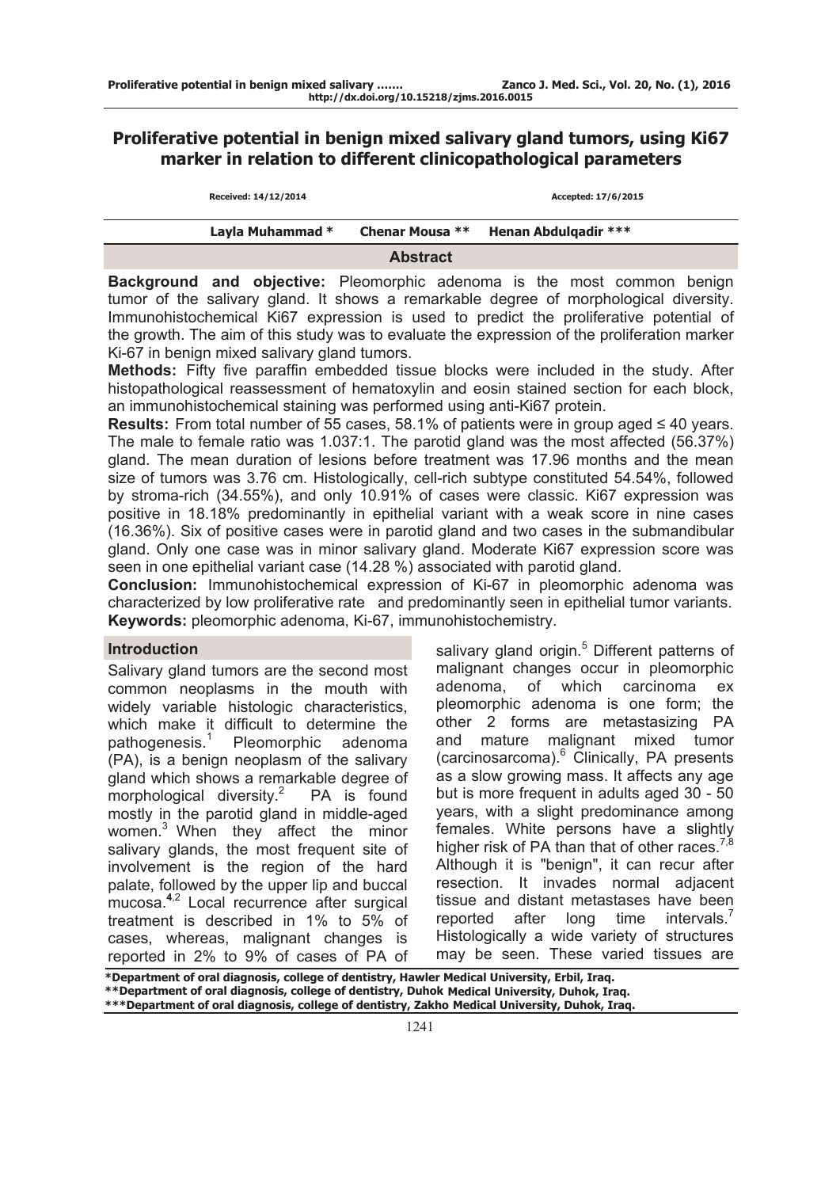# Proliferative potential in benign mixed salivary gland tumors, using Ki67 marker in relation to different clinicopathological parameters

Received: 14/12/2014 | Accepted: 17/6/2015

**Layla Muhammad *** **Chenar Mousa **** **Henan Abdulqadir *****

## Abstract

**Background and objective:** Pleomorphic adenoma is the most common benign tumor of the salivary gland. It shows a remarkable degree of morphological diversity. Immunohistochemical Ki67 expression is used to predict the proliferative potential of the growth. The aim of this study was to evaluate the expression of the proliferation marker Ki-67 in benign mixed salivary gland tumors.

**Methods:** Fifty five paraffin embedded tissue blocks were included in the study. After histopathological reassessment of hematoxylin and eosin stained section for each block, an immunohistochemical staining was performed using anti-Ki67 protein.

**Results:** From total number of 55 cases, 58.1% of patients were in group aged ≤ 40 years. The male to female ratio was 1.037:1. The parotid gland was the most affected (56.37%) gland. The mean duration of lesions before treatment was 17.96 months and the mean size of tumors was 3.76 cm. Histologically, cell-rich subtype constituted 54.54%, followed by stroma-rich (34.55%), and only 10.91% of cases were classic. Ki67 expression was positive in 18.18% predominantly in epithelial variant with a weak score in nine cases (16.36%). Six of positive cases were in parotid gland and two cases in the submandibular gland. Only one case was in minor salivary gland. Moderate Ki67 expression score was seen in one epithelial variant case (14.28 %) associated with parotid gland.

**Conclusion:** Immunohistochemical expression of Ki-67 in pleomorphic adenoma was characterized by low proliferative rate and predominantly seen in epithelial tumor variants.

**Keywords:** pleomorphic adenoma, Ki-67, immunohistochemistry.

## Introduction

Salivary gland tumors are the second most common neoplasms in the mouth with widely variable histologic characteristics, which make it difficult to determine the pathogenesis.[1] Pleomorphic adenoma (PA), is a benign neoplasm of the salivary gland which shows a remarkable degree of morphological diversity.[2] PA is found mostly in the parotid gland in middle-aged women.[3] When they affect the minor salivary glands, the most frequent site of involvement is the region of the hard palate, followed by the upper lip and buccal mucosa.[4,2] Local recurrence after surgical treatment is described in 1% to 5% of cases, whereas, malignant changes is reported in 2% to 9% of cases of PA of salivary gland origin.[5] Different patterns of malignant changes occur in pleomorphic adenoma, of which carcinoma ex pleomorphic adenoma is one form; the other 2 forms are metastasizing PA and mature malignant mixed tumor (carcinosarcoma).[6] Clinically, PA presents as a slow growing mass. It affects any age but is more frequent in adults aged 30 - 50 years, with a slight predominance among females. White persons have a slightly higher risk of PA than that of other races.[7,8] Although it is "benign", it can recur after resection. It invades normal adjacent tissue and distant metastases have been reported after long time intervals.[7] Histologically a wide variety of structures may be seen. These varied tissues are

*Department of oral diagnosis, college of dentistry, Hawler Medical University, Erbil, Iraq.
**Department of oral diagnosis, college of dentistry, Duhok Medical University, Duhok, Iraq.
***Department of oral diagnosis, college of dentistry, Zakho Medical University, Duhok, Iraq.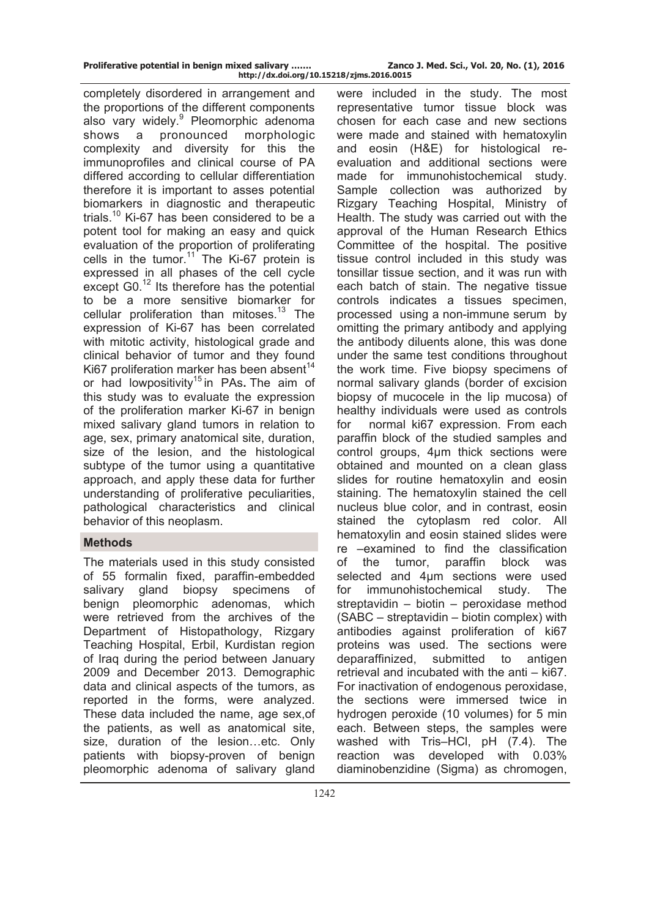completely disordered in arrangement and the proportions of the different components also vary widely.[9] Pleomorphic adenoma shows a pronounced morphologic complexity and diversity for this the immunoprofiles and clinical course of PA differed according to cellular differentiation therefore it is important to asses potential biomarkers in diagnostic and therapeutic trials.[10] Ki-67 has been considered to be a potent tool for making an easy and quick evaluation of the proportion of proliferating cells in the tumor.[11] The Ki-67 protein is expressed in all phases of the cell cycle except G0.[12] Its therefore has the potential to be a more sensitive biomarker for cellular proliferation than mitoses.[13] The expression of Ki-67 has been correlated with mitotic activity, histological grade and clinical behavior of tumor and they found Ki67 proliferation marker has been absent[14] or had lowpositivity[15] in PAs**.** The aim of this study was to evaluate the expression of the proliferation marker Ki-67 in benign mixed salivary gland tumors in relation to age, sex, primary anatomical site, duration, size of the lesion, and the histological subtype of the tumor using a quantitative approach, and apply these data for further understanding of proliferative peculiarities, pathological characteristics and clinical behavior of this neoplasm.

## Methods

The materials used in this study consisted of 55 formalin fixed, paraffin-embedded salivary gland biopsy specimens of benign pleomorphic adenomas, which were retrieved from the archives of the Department of Histopathology, Rizgary Teaching Hospital, Erbil, Kurdistan region of Iraq during the period between January 2009 and December 2013. Demographic data and clinical aspects of the tumors, as reported in the forms, were analyzed. These data included the name, age sex,of the patients, as well as anatomical site, size, duration of the lesion…etc. Only patients with biopsy-proven of benign pleomorphic adenoma of salivary gland were included in the study. The most representative tumor tissue block was chosen for each case and new sections were made and stained with hematoxylin and eosin (H&E) for histological re-evaluation and additional sections were made for immunohistochemical study. Sample collection was authorized by Rizgary Teaching Hospital, Ministry of Health. The study was carried out with the approval of the Human Research Ethics Committee of the hospital. The positive tissue control included in this study was tonsillar tissue section, and it was run with each batch of stain. The negative tissue controls indicates a tissues specimen, processed using a non-immune serum by omitting the primary antibody and applying the antibody diluents alone, this was done under the same test conditions throughout the work time. Five biopsy specimens of normal salivary glands (border of excision biopsy of mucocele in the lip mucosa) of healthy individuals were used as controls for normal ki67 expression. From each paraffin block of the studied samples and control groups, 4μm thick sections were obtained and mounted on a clean glass slides for routine hematoxylin and eosin staining. The hematoxylin stained the cell nucleus blue color, and in contrast, eosin stained the cytoplasm red color. All hematoxylin and eosin stained slides were re –examined to find the classification of the tumor, paraffin block was selected and 4μm sections were used for immunohistochemical study. The streptavidin – biotin – peroxidase method (SABC – streptavidin – biotin complex) with antibodies against proliferation of ki67 proteins was used. The sections were deparaffinized, submitted to antigen retrieval and incubated with the anti – ki67. For inactivation of endogenous peroxidase, the sections were immersed twice in hydrogen peroxide (10 volumes) for 5 min each. Between steps, the samples were washed with Tris–HCl, pH (7.4). The reaction was developed with 0.03% diaminobenzidine (Sigma) as chromogen,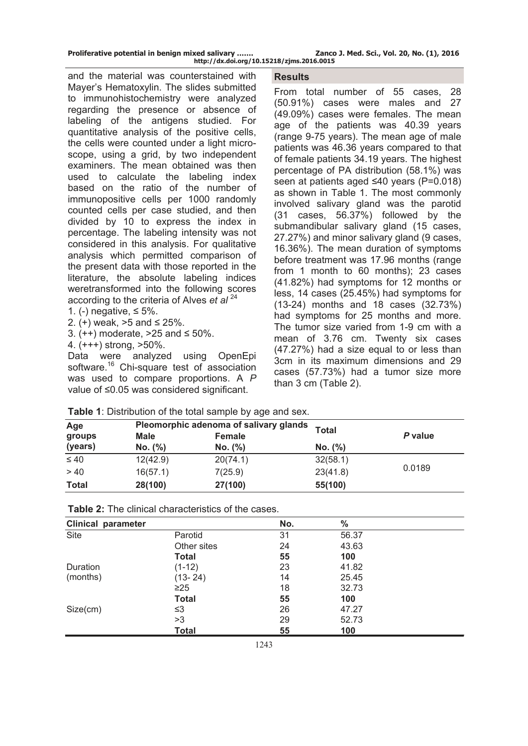and the material was counterstained with Mayer's Hematoxylin. The slides submitted to immunohistochemistry were analyzed regarding the presence or absence of labeling of the antigens studied. For quantitative analysis of the positive cells, the cells were counted under a light microscope, using a grid, by two independent examiners. The mean obtained was then used to calculate the labeling index based on the ratio of the number of immunopositive cells per 1000 randomly counted cells per case studied, and then divided by 10 to express the index in percentage. The labeling intensity was not considered in this analysis. For qualitative analysis which permitted comparison of the present data with those reported in the literature, the absolute labeling indices weretransformed into the following scores according to the criteria of Alves *et al* [24]

1. (-) negative, ≤ 5%.
2. (+) weak, >5 and ≤ 25%.
3. (++) moderate, >25 and ≤ 50%.
4. (+++) strong, >50%.

Data were analyzed using OpenEpi software.[16] Chi-square test of association was used to compare proportions. A *P* value of ≤0.05 was considered significant.

## Results

From total number of 55 cases, 28 (50.91%) cases were males and 27 (49.09%) cases were females. The mean age of the patients was 40.39 years (range 9-75 years). The mean age of male patients was 46.36 years compared to that of female patients 34.19 years. The highest percentage of PA distribution (58.1%) was seen at patients aged ≤40 years (P=0.018) as shown in Table 1. The most commonly involved salivary gland was the parotid (31 cases, 56.37%) followed by the submandibular salivary gland (15 cases, 27.27%) and minor salivary gland (9 cases, 16.36%). The mean duration of symptoms before treatment was 17.96 months (range from 1 month to 60 months); 23 cases (41.82%) had symptoms for 12 months or less, 14 cases (25.45%) had symptoms for (13-24) months and 18 cases (32.73%) had symptoms for 25 months and more. The tumor size varied from 1-9 cm with a mean of 3.76 cm. Twenty six cases (47.27%) had a size equal to or less than 3cm in its maximum dimensions and 29 cases (57.73%) had a tumor size more than 3 cm (Table 2).

**Table 1**: Distribution of the total sample by age and sex.

| Age groups (years) | Pleomorphic adenoma of salivary glands | | Total | *P* value |
|---|---|---|---|---|
| | Male No. (%) | Female No. (%) | No. (%) | |
| ≤ 40 | 12(42.9) | 20(74.1) | 32(58.1) | 0.0189 |
| > 40 | 16(57.1) | 7(25.9) | 23(41.8) | |
| **Total** | **28(100)** | **27(100)** | **55(100)** | |

**Table 2:** The clinical characteristics of the cases.

| Clinical parameter | | No. | % |
|---|---|---|---|
| Site | Parotid | 31 | 56.37 |
| | Other sites | 24 | 43.63 |
| | **Total** | **55** | **100** |
| Duration (months) | (1-12) | 23 | 41.82 |
| | (13- 24) | 14 | 25.45 |
| | ≥25 | 18 | 32.73 |
| | **Total** | **55** | **100** |
| Size(cm) | ≤3 | 26 | 47.27 |
| | >3 | 29 | 52.73 |
| | **Total** | **55** | **100** |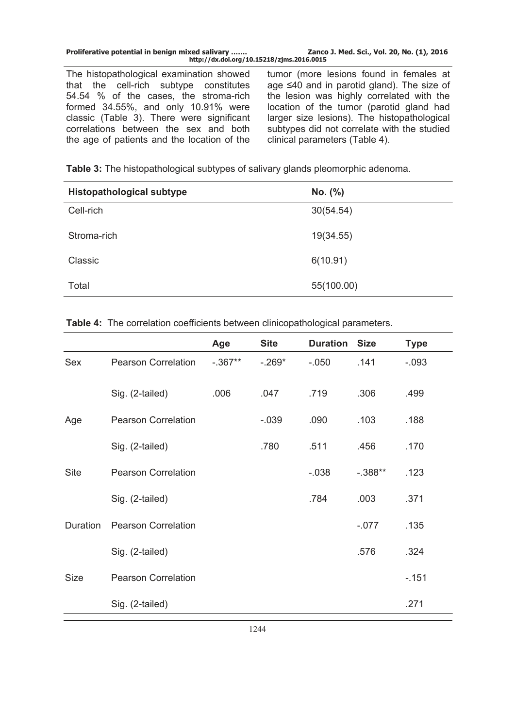The histopathological examination showed that the cell-rich subtype constitutes 54.54 % of the cases, the stroma-rich formed 34.55%, and only 10.91% were classic (Table 3). There were significant correlations between the sex and both the age of patients and the location of the tumor (more lesions found in females at age ≤40 and in parotid gland). The size of the lesion was highly correlated with the location of the tumor (parotid gland had larger size lesions). The histopathological subtypes did not correlate with the studied clinical parameters (Table 4).

**Table 3:** The histopathological subtypes of salivary glands pleomorphic adenoma.

| Histopathological subtype | No. (%) |
|---|---|
| Cell-rich | 30(54.54) |
| Stroma-rich | 19(34.55) |
| Classic | 6(10.91) |
| Total | 55(100.00) |

**Table 4:** The correlation coefficients between clinicopathological parameters.

| | | Age | Site | Duration | Size | Type |
|---|---|---|---|---|---|---|
| Sex | Pearson Correlation | -.367** | -.269* | -.050 | .141 | -.093 |
| | Sig. (2-tailed) | .006 | .047 | .719 | .306 | .499 |
| Age | Pearson Correlation | | -.039 | .090 | .103 | .188 |
| | Sig. (2-tailed) | | .780 | .511 | .456 | .170 |
| Site | Pearson Correlation | | | -.038 | -.388** | .123 |
| | Sig. (2-tailed) | | | .784 | .003 | .371 |
| Duration | Pearson Correlation | | | | -.077 | .135 |
| | Sig. (2-tailed) | | | | .576 | .324 |
| Size | Pearson Correlation | | | | | -.151 |
| | Sig. (2-tailed) | | | | | .271 |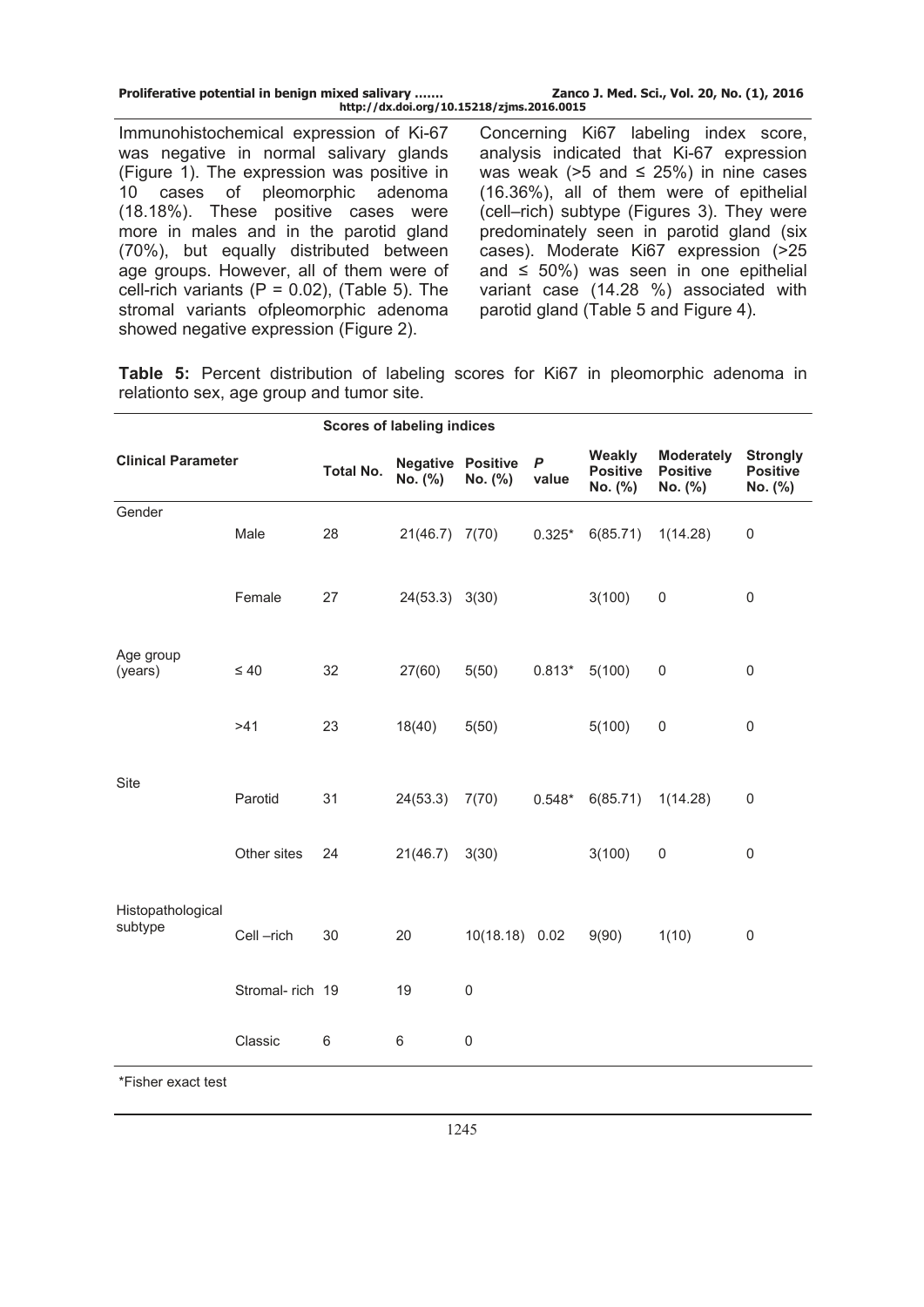Immunohistochemical expression of Ki-67 was negative in normal salivary glands (Figure 1). The expression was positive in 10 cases of pleomorphic adenoma (18.18%). These positive cases were more in males and in the parotid gland (70%), but equally distributed between age groups. However, all of them were of cell-rich variants (P = 0.02), (Table 5). The stromal variants ofpleomorphic adenoma showed negative expression (Figure 2).

Concerning Ki67 labeling index score, analysis indicated that Ki-67 expression was weak (>5 and ≤ 25%) in nine cases (16.36%), all of them were of epithelial (cell–rich) subtype (Figures 3). They were predominately seen in parotid gland (six cases). Moderate Ki67 expression (>25 and ≤ 50%) was seen in one epithelial variant case (14.28 %) associated with parotid gland (Table 5 and Figure 4).

**Table 5:** Percent distribution of labeling scores for Ki67 in pleomorphic adenoma in relationto sex, age group and tumor site.

| | | Scores of labeling indices | | | | | | |
|---|---|---|---|---|---|---|---|---|
| **Clinical Parameter** | | **Total No.** | **Negative No. (%)** | **Positive No. (%)** | ***P* value** | **Weakly Positive No. (%)** | **Moderately Positive No. (%)** | **Strongly Positive No. (%)** |
| Gender | Male | 28 | 21(46.7) | 7(70) | 0.325* | 6(85.71) | 1(14.28) | 0 |
| | Female | 27 | 24(53.3) | 3(30) | | 3(100) | 0 | 0 |
| Age group (years) | ≤ 40 | 32 | 27(60) | 5(50) | 0.813* | 5(100) | 0 | 0 |
| | >41 | 23 | 18(40) | 5(50) | | 5(100) | 0 | 0 |
| Site | Parotid | 31 | 24(53.3) | 7(70) | 0.548* | 6(85.71) | 1(14.28) | 0 |
| | Other sites | 24 | 21(46.7) | 3(30) | | 3(100) | 0 | 0 |
| Histopathological subtype | Cell –rich | 30 | 20 | 10(18.18) | 0.02 | 9(90) | 1(10) | 0 |
| | Stromal- rich | 19 | 19 | 0 | | | | |
| | Classic | 6 | 6 | 0 | | | | |

*Fisher exact test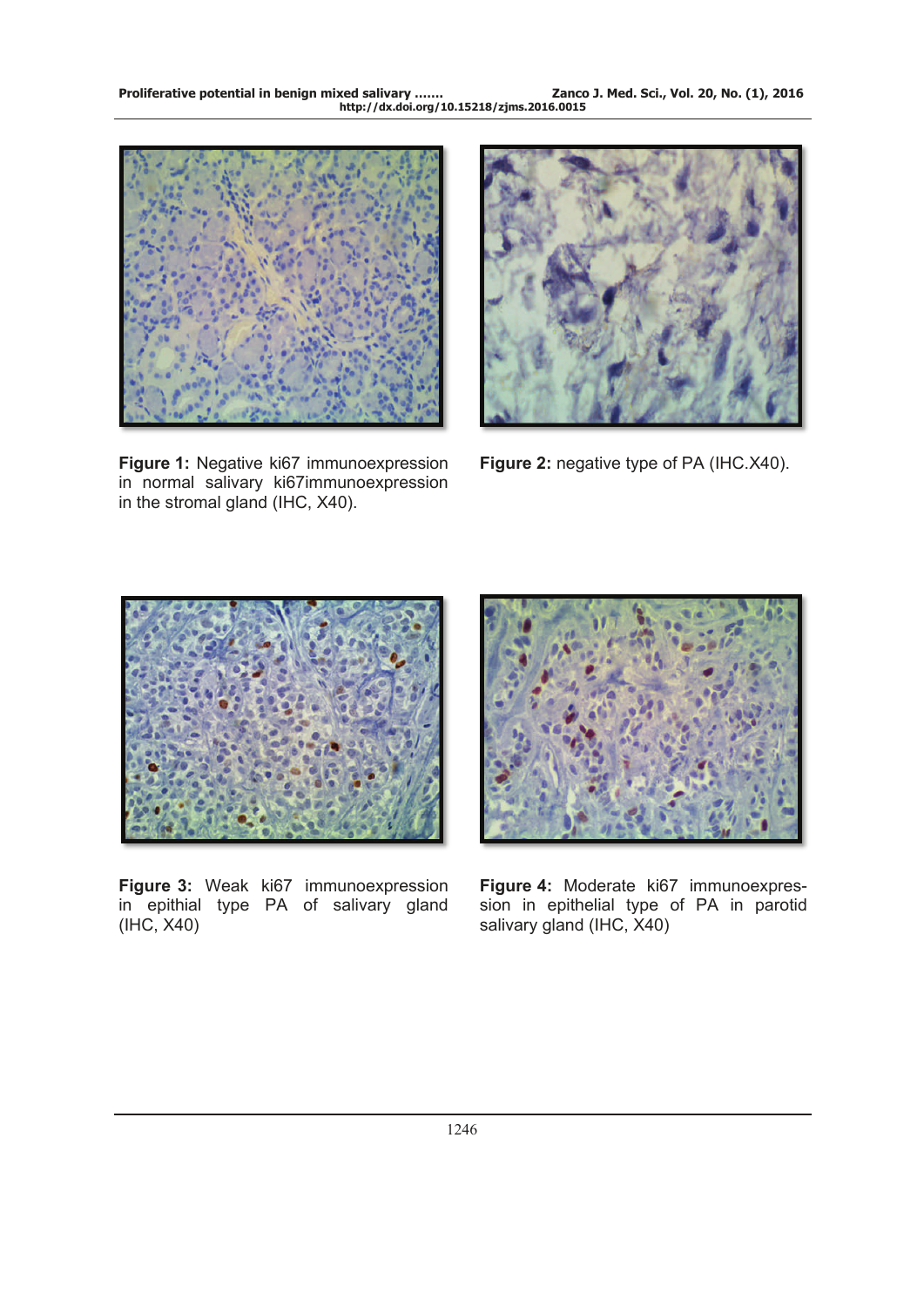**Figure 1:** Negative ki67 immunoexpression in normal salivary ki67immunoexpression in the stromal gland (IHC, X40).

**Figure 2:** negative type of PA (IHC.X40).

**Figure 3:** Weak ki67 immunoexpression in epithial type PA of salivary gland (IHC, X40)

**Figure 4:** Moderate ki67 immunoexpression in epithelial type of PA in parotid salivary gland (IHC, X40)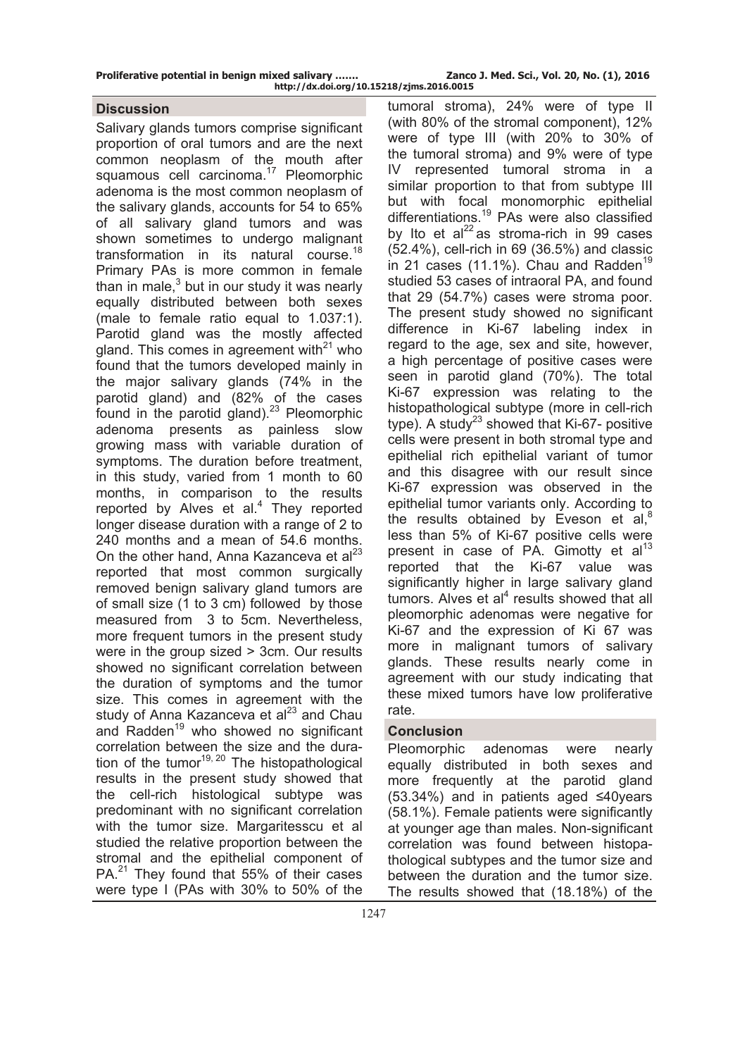## Discussion

Salivary glands tumors comprise significant proportion of oral tumors and are the next common neoplasm of the mouth after squamous cell carcinoma.[17] Pleomorphic adenoma is the most common neoplasm of the salivary glands, accounts for 54 to 65% of all salivary gland tumors and was shown sometimes to undergo malignant transformation in its natural course.[18] Primary PAs is more common in female than in male,[3] but in our study it was nearly equally distributed between both sexes (male to female ratio equal to 1.037:1). Parotid gland was the mostly affected gland. This comes in agreement with[21] who found that the tumors developed mainly in the major salivary glands (74% in the parotid gland) and (82% of the cases found in the parotid gland).[23] Pleomorphic adenoma presents as painless slow growing mass with variable duration of symptoms. The duration before treatment, in this study, varied from 1 month to 60 months, in comparison to the results reported by Alves et al.[4] They reported longer disease duration with a range of 2 to 240 months and a mean of 54.6 months. On the other hand, Anna Kazanceva et al[23] reported that most common surgically removed benign salivary gland tumors are of small size (1 to 3 cm) followed by those measured from 3 to 5cm. Nevertheless, more frequent tumors in the present study were in the group sized > 3cm. Our results showed no significant correlation between the duration of symptoms and the tumor size. This comes in agreement with the study of Anna Kazanceva et al[23] and Chau and Radden[19] who showed no significant correlation between the size and the duration of the tumor[19, 20] The histopathological results in the present study showed that the cell-rich histological subtype was predominant with no significant correlation with the tumor size. Margaritesscu et al studied the relative proportion between the stromal and the epithelial component of PA.[21] They found that 55% of their cases were type I (PAs with 30% to 50% of the tumoral stroma), 24% were of type II (with 80% of the stromal component), 12% were of type III (with 20% to 30% of the tumoral stroma) and 9% were of type IV represented tumoral stroma in a similar proportion to that from subtype III but with focal monomorphic epithelial differentiations.[19] PAs were also classified by Ito et al[22] as stroma-rich in 99 cases (52.4%), cell-rich in 69 (36.5%) and classic in 21 cases (11.1%). Chau and Radden[19] studied 53 cases of intraoral PA, and found that 29 (54.7%) cases were stroma poor. The present study showed no significant difference in Ki-67 labeling index in regard to the age, sex and site, however, a high percentage of positive cases were seen in parotid gland (70%). The total Ki-67 expression was relating to the histopathological subtype (more in cell-rich type). A study[23] showed that Ki-67- positive cells were present in both stromal type and epithelial rich epithelial variant of tumor and this disagree with our result since Ki-67 expression was observed in the epithelial tumor variants only. According to the results obtained by Eveson et al,[8] less than 5% of Ki-67 positive cells were present in case of PA. Gimotty et al[13] reported that the Ki-67 value was significantly higher in large salivary gland tumors. Alves et al[4] results showed that all pleomorphic adenomas were negative for Ki-67 and the expression of Ki 67 was more in malignant tumors of salivary glands. These results nearly come in agreement with our study indicating that these mixed tumors have low proliferative rate.

## Conclusion

Pleomorphic adenomas were nearly equally distributed in both sexes and more frequently at the parotid gland (53.34%) and in patients aged ≤40years (58.1%). Female patients were significantly at younger age than males. Non-significant correlation was found between histopathological subtypes and the tumor size and between the duration and the tumor size. The results showed that (18.18%) of the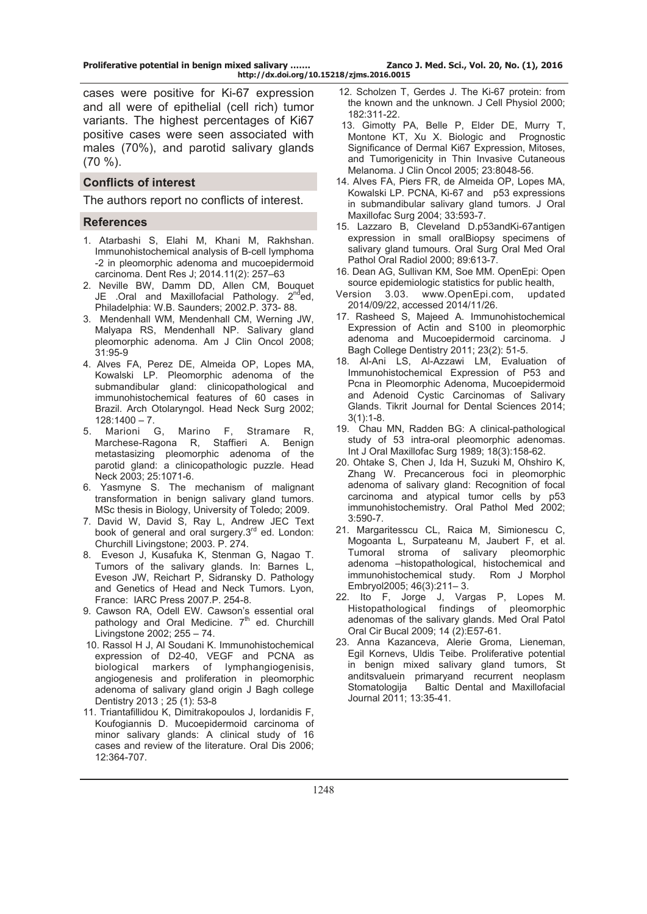cases were positive for Ki-67 expression and all were of epithelial (cell rich) tumor variants. The highest percentages of Ki67 positive cases were seen associated with males (70%), and parotid salivary glands (70 %).

## Conflicts of interest

The authors report no conflicts of interest.

## References

1. Atarbashi S, Elahi M, Khani M, Rakhshan. Immunohistochemical analysis of B-cell lymphoma -2 in pleomorphic adenoma and mucoepidermoid carcinoma. Dent Res J; 2014.11(2): 257–63
2. Neville BW, Damm DD, Allen CM, Bouquet JE .Oral and Maxillofacial Pathology. 2nd ed, Philadelphia: W.B. Saunders; 2002.P. 373- 88.
3. Mendenhall WM, Mendenhall CM, Werning JW, Malyapa RS, Mendenhall NP. Salivary gland pleomorphic adenoma. Am J Clin Oncol 2008; 31:95-9
4. Alves FA, Perez DE, Almeida OP, Lopes MA, Kowalski LP. Pleomorphic adenoma of the submandibular gland: clinicopathological and immunohistochemical features of 60 cases in Brazil. Arch Otolaryngol. Head Neck Surg 2002; 128:1400 – 7.
5. Marioni G, Marino F, Stramare R, Marchese-Ragona R, Staffieri A. Benign metastasizing pleomorphic adenoma of the parotid gland: a clinicopathologic puzzle. Head Neck 2003; 25:1071-6.
6. Yasmyne S. The mechanism of malignant transformation in benign salivary gland tumors. MSc thesis in Biology, University of Toledo; 2009.
7. David W, David S, Ray L, Andrew JEC Text book of general and oral surgery.3rd ed. London: Churchill Livingstone; 2003. P. 274.
8. Eveson J, Kusafuka K, Stenman G, Nagao T. Tumors of the salivary glands. In: Barnes L, Eveson JW, Reichart P, Sidransky D. Pathology and Genetics of Head and Neck Tumors. Lyon, France: IARC Press 2007.P. 254-8.
9. Cawson RA, Odell EW. Cawson's essential oral pathology and Oral Medicine. 7th ed. Churchill Livingstone 2002; 255 – 74.
10. Rassol H J, Al Soudani K. Immunohistochemical expression of D2-40, VEGF and PCNA as biological markers of lymphangiogenisis, angiogenesis and proliferation in pleomorphic adenoma of salivary gland origin J Bagh college Dentistry 2013 ; 25 (1): 53-8
11. Triantafillidou K, Dimitrakopoulos J, Iordanidis F, Koufogiannis D. Mucoepidermoid carcinoma of minor salivary glands: A clinical study of 16 cases and review of the literature. Oral Dis 2006; 12:364-707.
12. Scholzen T, Gerdes J. The Ki-67 protein: from the known and the unknown. J Cell Physiol 2000; 182:311-22.
13. Gimotty PA, Belle P, Elder DE, Murry T, Montone KT, Xu X. Biologic and Prognostic Significance of Dermal Ki67 Expression, Mitoses, and Tumorigenicity in Thin Invasive Cutaneous Melanoma. J Clin Oncol 2005; 23:8048-56.
14. Alves FA, Piers FR, de Almeida OP, Lopes MA, Kowalski LP. PCNA, Ki-67 and p53 expressions in submandibular salivary gland tumors. J Oral Maxillofac Surg 2004; 33:593-7.
15. Lazzaro B, Cleveland D.p53andKi-67antigen expression in small oralBiopsy specimens of salivary gland tumours. Oral Surg Oral Med Oral Pathol Oral Radiol 2000; 89:613-7.
16. Dean AG, Sullivan KM, Soe MM. OpenEpi: Open source epidemiologic statistics for public health, Version 3.03. www.OpenEpi.com, updated 2014/09/22, accessed 2014/11/26.
17. Rasheed S, Majeed A. Immunohistochemical Expression of Actin and S100 in pleomorphic adenoma and Mucoepidermoid carcinoma. J Bagh College Dentistry 2011; 23(2): 51-5.
18. Al-Ani LS, Al-Azzawi LM, Evaluation of Immunohistochemical Expression of P53 and Pcna in Pleomorphic Adenoma, Mucoepidermoid and Adenoid Cystic Carcinomas of Salivary Glands. Tikrit Journal for Dental Sciences 2014; 3(1):1-8.
19. Chau MN, Radden BG: A clinical-pathological study of 53 intra-oral pleomorphic adenomas. Int J Oral Maxillofac Surg 1989; 18(3):158-62.
20. Ohtake S, Chen J, Ida H, Suzuki M, Ohshiro K, Zhang W. Precancerous foci in pleomorphic adenoma of salivary gland: Recognition of focal carcinoma and atypical tumor cells by p53 immunohistochemistry. Oral Pathol Med 2002; 3:590-7.
21. Margaritescu CL, Raica M, Simionescu C, Mogoanta L, Surpateanu M, Jaubert F, et al. Tumoral stroma of salivary pleomorphic adenoma –histopathological, histochemical and immunohistochemical study. Rom J Morphol Embryol2005; 46(3):211– 3.
22. Ito F, Jorge J, Vargas P, Lopes M. Histopathological findings of pleomorphic adenomas of the salivary glands. Med Oral Patol Oral Cir Bucal 2009; 14 (2):E57-61.
23. Anna Kazanceva, Alerie Groma, Lieneman, Egil Kornevs, Uldis Teibe. Proliferative potential in benign mixed salivary gland tumors, St anditsvaluein primaryand recurrent neoplasm Stomatologija Baltic Dental and Maxillofacial Journal 2011; 13:35-41.